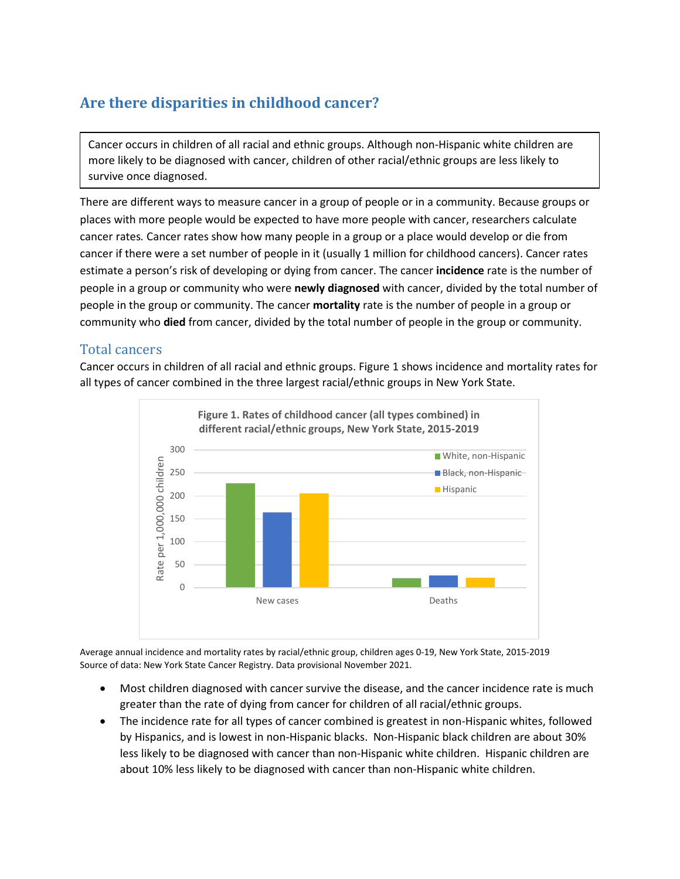## Are there disparities in childhood cancer?

> Cancer occurs in children of all racial and ethnic groups. Although non-Hispanic white children are more likely to be diagnosed with cancer, children of other racial/ethnic groups are less likely to survive once diagnosed.

There are different ways to measure cancer in a group of people or in a community. Because groups or places with more people would be expected to have more people with cancer, researchers calculate cancer rates. Cancer rates show how many people in a group or a place would develop or die from cancer if there were a set number of people in it (usually 1 million for childhood cancers). Cancer rates estimate a person's risk of developing or dying from cancer. The cancer **incidence** rate is the number of people in a group or community who were **newly diagnosed** with cancer, divided by the total number of people in the group or community. The cancer **mortality** rate is the number of people in a group or community who **died** from cancer, divided by the total number of people in the group or community.

### Total cancers

Cancer occurs in children of all racial and ethnic groups. Figure 1 shows incidence and mortality rates for all types of cancer combined in the three largest racial/ethnic groups in New York State.

**Figure 1. Rates of childhood cancer (all types combined) in different racial/ethnic groups, New York State, 2015-2019**

Average annual incidence and mortality rates by racial/ethnic group, children ages 0-19, New York State, 2015-2019
Source of data: New York State Cancer Registry. Data provisional November 2021.

- Most children diagnosed with cancer survive the disease, and the cancer incidence rate is much greater than the rate of dying from cancer for children of all racial/ethnic groups.
- The incidence rate for all types of cancer combined is greatest in non-Hispanic whites, followed by Hispanics, and is lowest in non-Hispanic blacks. Non-Hispanic black children are about 30% less likely to be diagnosed with cancer than non-Hispanic white children. Hispanic children are about 10% less likely to be diagnosed with cancer than non-Hispanic white children.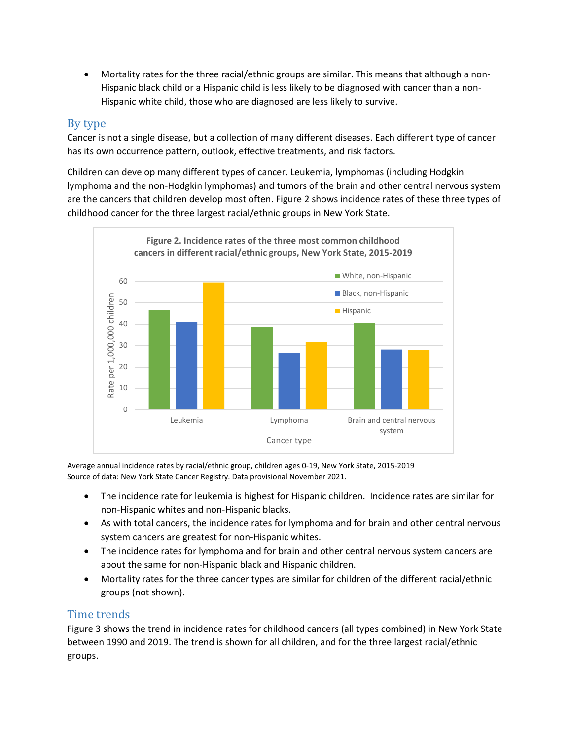- Mortality rates for the three racial/ethnic groups are similar. This means that although a non-Hispanic black child or a Hispanic child is less likely to be diagnosed with cancer than a non-Hispanic white child, those who are diagnosed are less likely to survive.

## By type

Cancer is not a single disease, but a collection of many different diseases. Each different type of cancer has its own occurrence pattern, outlook, effective treatments, and risk factors.

Children can develop many different types of cancer. Leukemia, lymphomas (including Hodgkin lymphoma and the non-Hodgkin lymphomas) and tumors of the brain and other central nervous system are the cancers that children develop most often. Figure 2 shows incidence rates of these three types of childhood cancer for the three largest racial/ethnic groups in New York State.

**Figure 2. Incidence rates of the three most common childhood cancers in different racial/ethnic groups, New York State, 2015-2019**

Average annual incidence rates by racial/ethnic group, children ages 0-19, New York State, 2015-2019
Source of data: New York State Cancer Registry. Data provisional November 2021.

- The incidence rate for leukemia is highest for Hispanic children. Incidence rates are similar for non-Hispanic whites and non-Hispanic blacks.
- As with total cancers, the incidence rates for lymphoma and for brain and other central nervous system cancers are greatest for non-Hispanic whites.
- The incidence rates for lymphoma and for brain and other central nervous system cancers are about the same for non-Hispanic black and Hispanic children.
- Mortality rates for the three cancer types are similar for children of the different racial/ethnic groups (not shown).

## Time trends

Figure 3 shows the trend in incidence rates for childhood cancers (all types combined) in New York State between 1990 and 2019. The trend is shown for all children, and for the three largest racial/ethnic groups.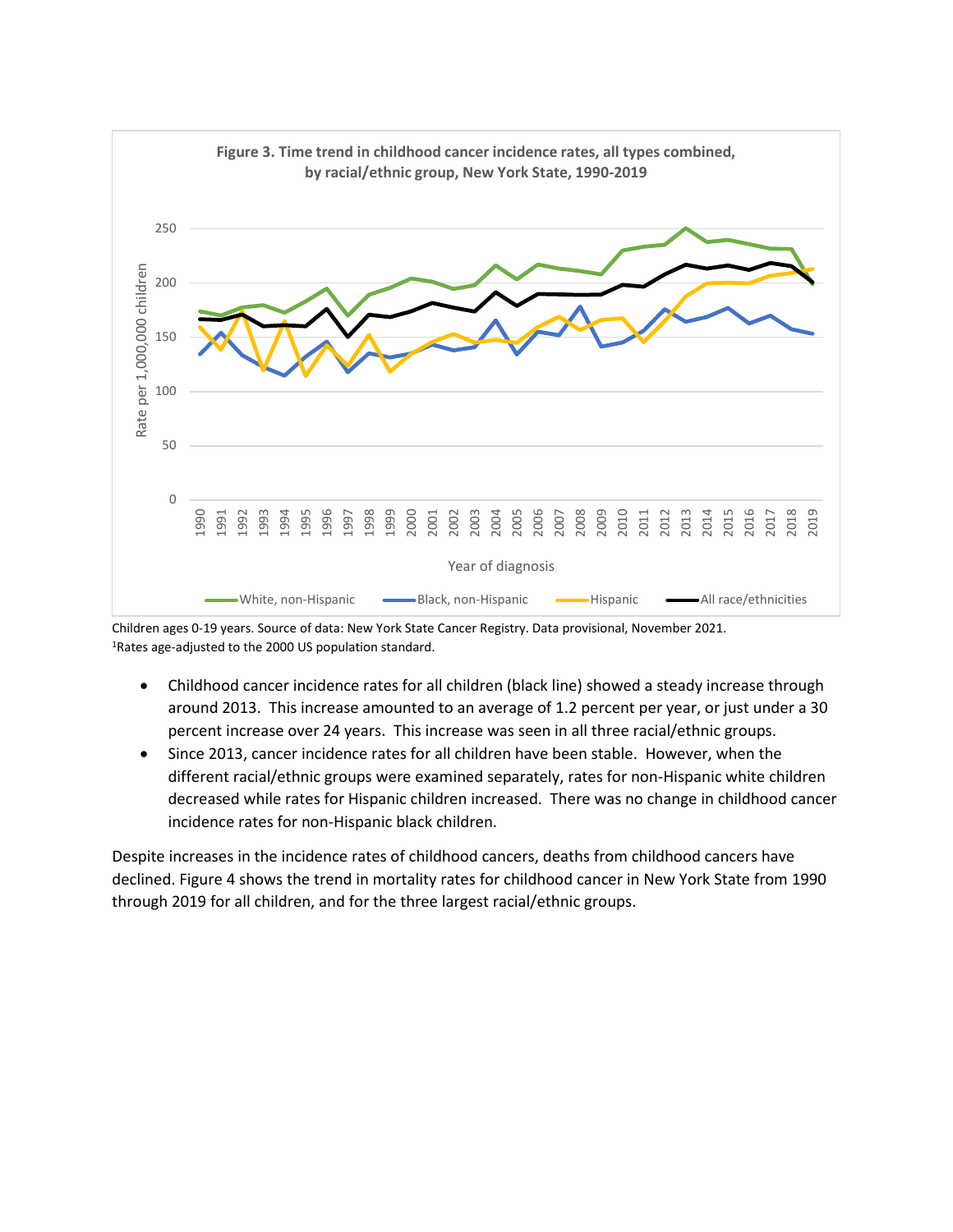**Figure 3. Time trend in childhood cancer incidence rates, all types combined, by racial/ethnic group, New York State, 1990-2019**

Children ages 0-19 years. Source of data: New York State Cancer Registry. Data provisional, November 2021.
[1]Rates age-adjusted to the 2000 US population standard.

- Childhood cancer incidence rates for all children (black line) showed a steady increase through around 2013. This increase amounted to an average of 1.2 percent per year, or just under a 30 percent increase over 24 years. This increase was seen in all three racial/ethnic groups.
- Since 2013, cancer incidence rates for all children have been stable. However, when the different racial/ethnic groups were examined separately, rates for non-Hispanic white children decreased while rates for Hispanic children increased. There was no change in childhood cancer incidence rates for non-Hispanic black children.

Despite increases in the incidence rates of childhood cancers, deaths from childhood cancers have declined. Figure 4 shows the trend in mortality rates for childhood cancer in New York State from 1990 through 2019 for all children, and for the three largest racial/ethnic groups.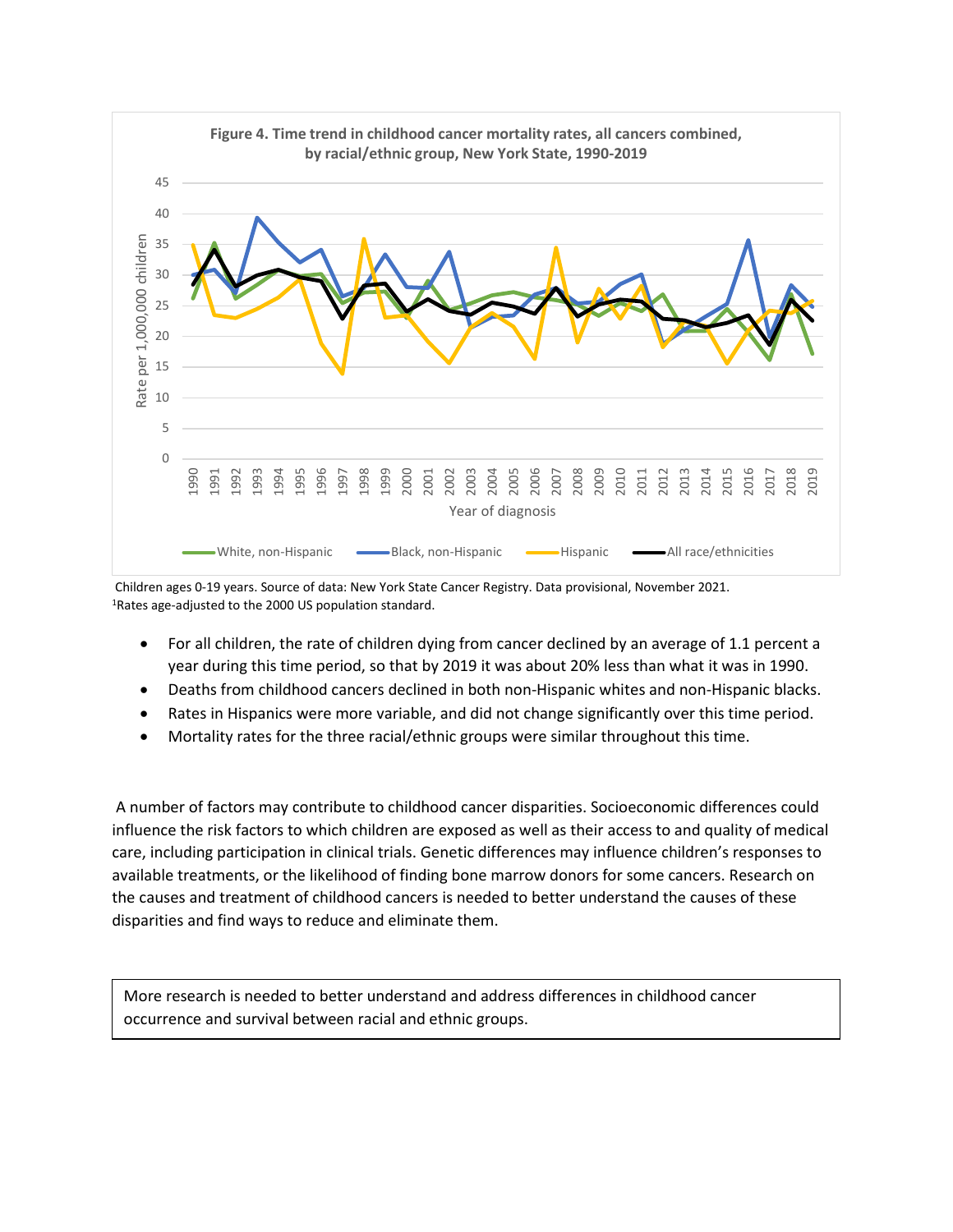**Figure 4. Time trend in childhood cancer mortality rates, all cancers combined, by racial/ethnic group, New York State, 1990-2019**

Rate per 1,000,000 children

45
40
35
30
25
20
15
10
5
0

1990 1991 1992 1993 1994 1995 1996 1997 1998 1999 2000 2001 2002 2003 2004 2005 2006 2007 2008 2009 2010 2011 2012 2013 2014 2015 2016 2017 2018 2019

Year of diagnosis

White, non-Hispanic
Black, non-Hispanic
Hispanic
All race/ethnicities

Children ages 0-19 years. Source of data: New York State Cancer Registry. Data provisional, November 2021.
[1]Rates age-adjusted to the 2000 US population standard.

- For all children, the rate of children dying from cancer declined by an average of 1.1 percent a year during this time period, so that by 2019 it was about 20% less than what it was in 1990.
- Deaths from childhood cancers declined in both non-Hispanic whites and non-Hispanic blacks.
- Rates in Hispanics were more variable, and did not change significantly over this time period.
- Mortality rates for the three racial/ethnic groups were similar throughout this time.

A number of factors may contribute to childhood cancer disparities. Socioeconomic differences could influence the risk factors to which children are exposed as well as their access to and quality of medical care, including participation in clinical trials. Genetic differences may influence children's responses to available treatments, or the likelihood of finding bone marrow donors for some cancers. Research on the causes and treatment of childhood cancers is needed to better understand the causes of these disparities and find ways to reduce and eliminate them.

> More research is needed to better understand and address differences in childhood cancer occurrence and survival between racial and ethnic groups.